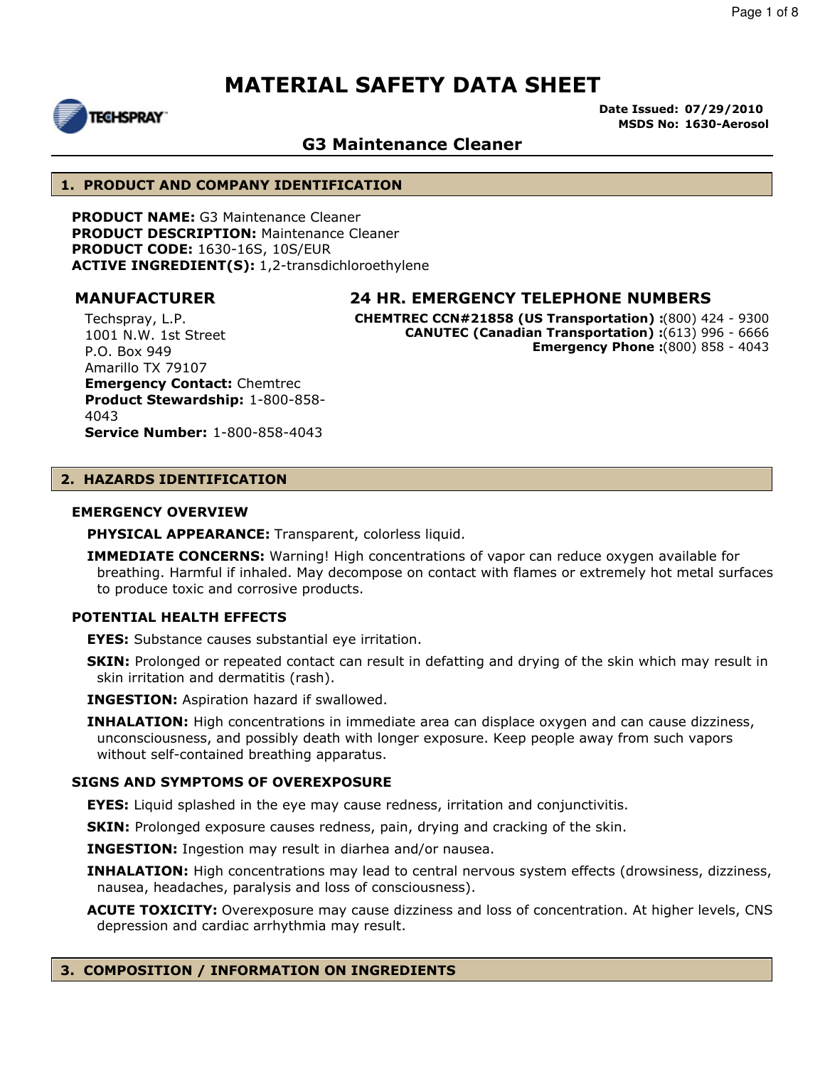# MATERIAL SAFETY DATA SHEET

TECHSPRAY

**Date Issued: 07/29/2010**
**MSDS No: 1630-Aerosol**

## G3 Maintenance Cleaner

## 1. PRODUCT AND COMPANY IDENTIFICATION

**PRODUCT NAME:** G3 Maintenance Cleaner
**PRODUCT DESCRIPTION:** Maintenance Cleaner
**PRODUCT CODE:** 1630-16S, 10S/EUR
**ACTIVE INGREDIENT(S):** 1,2-transdichloroethylene

### MANUFACTURER

Techspray, L.P.
1001 N.W. 1st Street
P.O. Box 949
Amarillo TX 79107
**Emergency Contact:** Chemtrec
**Product Stewardship:** 1-800-858-4043
**Service Number:** 1-800-858-4043

### 24 HR. EMERGENCY TELEPHONE NUMBERS

**CHEMTREC CCN#21858 (US Transportation) :**(800) 424 - 9300
**CANUTEC (Canadian Transportation) :**(613) 996 - 6666
**Emergency Phone :**(800) 858 - 4043

## 2. HAZARDS IDENTIFICATION

### EMERGENCY OVERVIEW

**PHYSICAL APPEARANCE:** Transparent, colorless liquid.

**IMMEDIATE CONCERNS:** Warning! High concentrations of vapor can reduce oxygen available for breathing. Harmful if inhaled. May decompose on contact with flames or extremely hot metal surfaces to produce toxic and corrosive products.

### POTENTIAL HEALTH EFFECTS

**EYES:** Substance causes substantial eye irritation.

**SKIN:** Prolonged or repeated contact can result in defatting and drying of the skin which may result in skin irritation and dermatitis (rash).

**INGESTION:** Aspiration hazard if swallowed.

**INHALATION:** High concentrations in immediate area can displace oxygen and can cause dizziness, unconsciousness, and possibly death with longer exposure. Keep people away from such vapors without self-contained breathing apparatus.

### SIGNS AND SYMPTOMS OF OVEREXPOSURE

**EYES:** Liquid splashed in the eye may cause redness, irritation and conjunctivitis.

**SKIN:** Prolonged exposure causes redness, pain, drying and cracking of the skin.

**INGESTION:** Ingestion may result in diarhea and/or nausea.

**INHALATION:** High concentrations may lead to central nervous system effects (drowsiness, dizziness, nausea, headaches, paralysis and loss of consciousness).

**ACUTE TOXICITY:** Overexposure may cause dizziness and loss of concentration. At higher levels, CNS depression and cardiac arrhythmia may result.

## 3. COMPOSITION / INFORMATION ON INGREDIENTS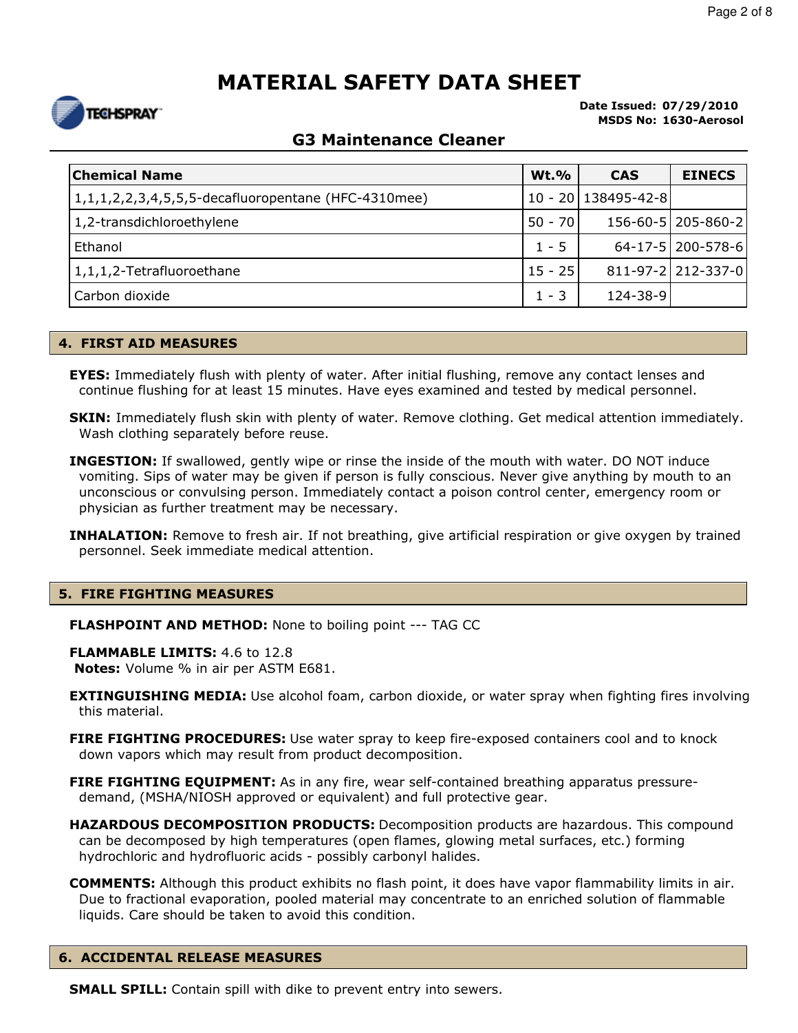# MATERIAL SAFETY DATA SHEET

**Date Issued: 07/29/2010**
**MSDS No: 1630-Aerosol**

## G3 Maintenance Cleaner

| Chemical Name | Wt.% | CAS | EINECS |
|---|---|---|---|
| 1,1,1,2,2,3,4,5,5,5-decafluoropentane (HFC-4310mee) | 10 - 20 | 138495-42-8 | |
| 1,2-transdichloroethylene | 50 - 70 | 156-60-5 | 205-860-2 |
| Ethanol | 1 - 5 | 64-17-5 | 200-578-6 |
| 1,1,1,2-Tetrafluoroethane | 15 - 25 | 811-97-2 | 212-337-0 |
| Carbon dioxide | 1 - 3 | 124-38-9 | |

## 4. FIRST AID MEASURES

**EYES:** Immediately flush with plenty of water. After initial flushing, remove any contact lenses and continue flushing for at least 15 minutes. Have eyes examined and tested by medical personnel.

**SKIN:** Immediately flush skin with plenty of water. Remove clothing. Get medical attention immediately. Wash clothing separately before reuse.

**INGESTION:** If swallowed, gently wipe or rinse the inside of the mouth with water. DO NOT induce vomiting. Sips of water may be given if person is fully conscious. Never give anything by mouth to an unconscious or convulsing person. Immediately contact a poison control center, emergency room or physician as further treatment may be necessary.

**INHALATION:** Remove to fresh air. If not breathing, give artificial respiration or give oxygen by trained personnel. Seek immediate medical attention.

## 5. FIRE FIGHTING MEASURES

**FLASHPOINT AND METHOD:** None to boiling point --- TAG CC

**FLAMMABLE LIMITS:** 4.6 to 12.8
**Notes:** Volume % in air per ASTM E681.

**EXTINGUISHING MEDIA:** Use alcohol foam, carbon dioxide, or water spray when fighting fires involving this material.

**FIRE FIGHTING PROCEDURES:** Use water spray to keep fire-exposed containers cool and to knock down vapors which may result from product decomposition.

**FIRE FIGHTING EQUIPMENT:** As in any fire, wear self-contained breathing apparatus pressure-demand, (MSHA/NIOSH approved or equivalent) and full protective gear.

**HAZARDOUS DECOMPOSITION PRODUCTS:** Decomposition products are hazardous. This compound can be decomposed by high temperatures (open flames, glowing metal surfaces, etc.) forming hydrochloric and hydrofluoric acids - possibly carbonyl halides.

**COMMENTS:** Although this product exhibits no flash point, it does have vapor flammability limits in air. Due to fractional evaporation, pooled material may concentrate to an enriched solution of flammable liquids. Care should be taken to avoid this condition.

## 6. ACCIDENTAL RELEASE MEASURES

**SMALL SPILL:** Contain spill with dike to prevent entry into sewers.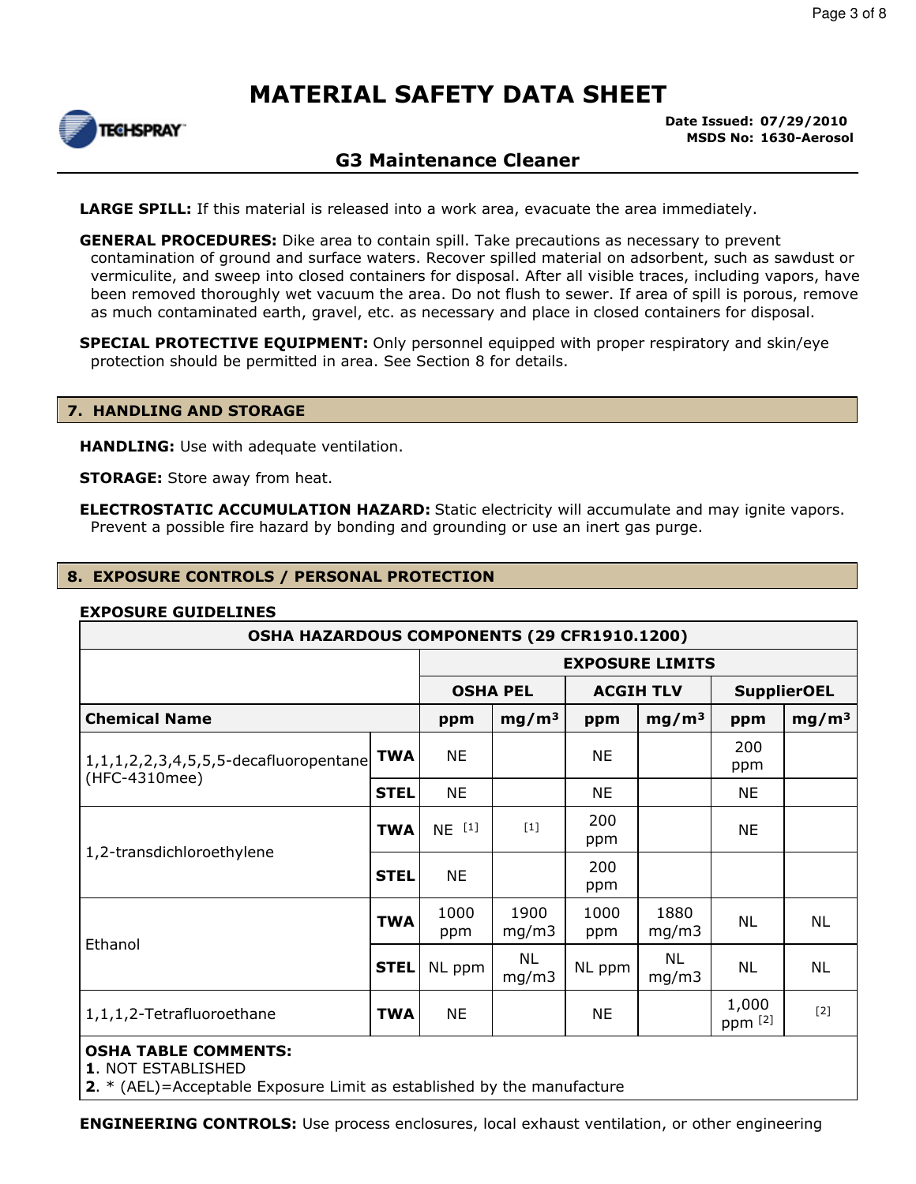# MATERIAL SAFETY DATA SHEET

**Date Issued: 07/29/2010**
**MSDS No: 1630-Aerosol**

## G3 Maintenance Cleaner

**LARGE SPILL:** If this material is released into a work area, evacuate the area immediately.

**GENERAL PROCEDURES:** Dike area to contain spill. Take precautions as necessary to prevent contamination of ground and surface waters. Recover spilled material on adsorbent, such as sawdust or vermiculite, and sweep into closed containers for disposal. After all visible traces, including vapors, have been removed thoroughly wet vacuum the area. Do not flush to sewer. If area of spill is porous, remove as much contaminated earth, gravel, etc. as necessary and place in closed containers for disposal.

**SPECIAL PROTECTIVE EQUIPMENT:** Only personnel equipped with proper respiratory and skin/eye protection should be permitted in area. See Section 8 for details.

## 7. HANDLING AND STORAGE

**HANDLING:** Use with adequate ventilation.

**STORAGE:** Store away from heat.

**ELECTROSTATIC ACCUMULATION HAZARD:** Static electricity will accumulate and may ignite vapors. Prevent a possible fire hazard by bonding and grounding or use an inert gas purge.

## 8. EXPOSURE CONTROLS / PERSONAL PROTECTION

**EXPOSURE GUIDELINES**

| OSHA HAZARDOUS COMPONENTS (29 CFR1910.1200) | | | | | | | |
|---|---|---|---|---|---|---|---|
| | | EXPOSURE LIMITS | | | | | |
| | | OSHA PEL | | ACGIH TLV | | SupplierOEL | |
| **Chemical Name** | | **ppm** | **mg/m³** | **ppm** | **mg/m³** | **ppm** | **mg/m³** |
| 1,1,1,2,2,3,4,5,5,5-decafluoropentane (HFC-4310mee) | **TWA** | NE | | NE | | 200 ppm | |
| | **STEL** | NE | | NE | | NE | |
| 1,2-transdichloroethylene | **TWA** | NE [1] | [1] | 200 ppm | | NE | |
| | **STEL** | NE | | 200 ppm | | | |
| Ethanol | **TWA** | 1000 ppm | 1900 mg/m3 | 1000 ppm | 1880 mg/m3 | NL | NL |
| | **STEL** | NL ppm | NL mg/m3 | NL ppm | NL mg/m3 | NL | NL |
| 1,1,1,2-Tetrafluoroethane | **TWA** | NE | | NE | | 1,000 ppm [2] | [2] |

**OSHA TABLE COMMENTS:**
**1**. NOT ESTABLISHED
**2**. * (AEL)=Acceptable Exposure Limit as established by the manufacture

**ENGINEERING CONTROLS:** Use process enclosures, local exhaust ventilation, or other engineering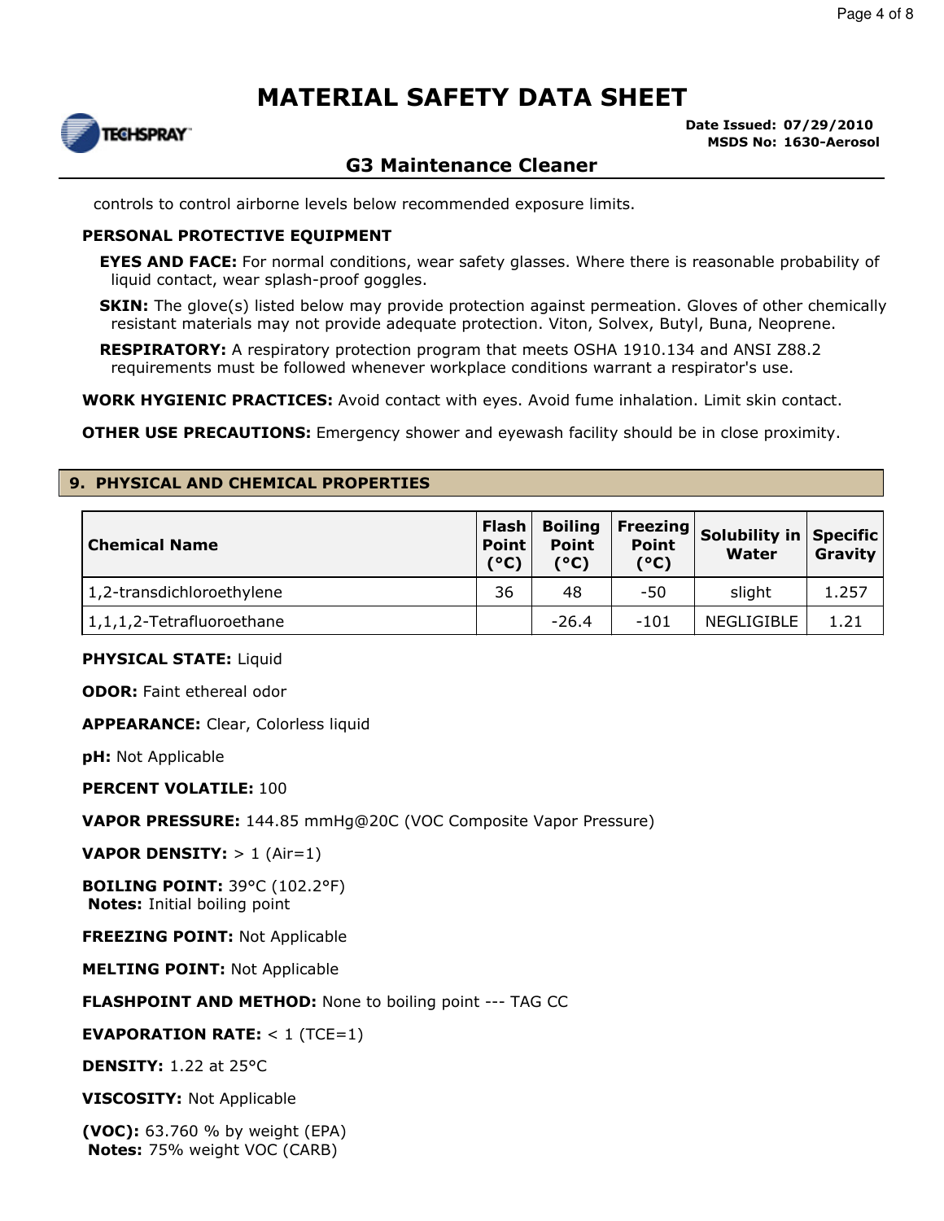controls to control airborne levels below recommended exposure limits.

**PERSONAL PROTECTIVE EQUIPMENT**

**EYES AND FACE:** For normal conditions, wear safety glasses. Where there is reasonable probability of liquid contact, wear splash-proof goggles.

**SKIN:** The glove(s) listed below may provide protection against permeation. Gloves of other chemically resistant materials may not provide adequate protection. Viton, Solvex, Butyl, Buna, Neoprene.

**RESPIRATORY:** A respiratory protection program that meets OSHA 1910.134 and ANSI Z88.2 requirements must be followed whenever workplace conditions warrant a respirator's use.

**WORK HYGIENIC PRACTICES:** Avoid contact with eyes. Avoid fume inhalation. Limit skin contact.

**OTHER USE PRECAUTIONS:** Emergency shower and eyewash facility should be in close proximity.

## 9. PHYSICAL AND CHEMICAL PROPERTIES

| Chemical Name | Flash Point (°C) | Boiling Point (°C) | Freezing Point (°C) | Solubility in Water | Specific Gravity |
|---|---|---|---|---|---|
| 1,2-transdichloroethylene | 36 | 48 | -50 | slight | 1.257 |
| 1,1,1,2-Tetrafluoroethane | | -26.4 | -101 | NEGLIGIBLE | 1.21 |

**PHYSICAL STATE:** Liquid

**ODOR:** Faint ethereal odor

**APPEARANCE:** Clear, Colorless liquid

**pH:** Not Applicable

**PERCENT VOLATILE:** 100

**VAPOR PRESSURE:** 144.85 mmHg@20C (VOC Composite Vapor Pressure)

**VAPOR DENSITY:** > 1 (Air=1)

**BOILING POINT:** 39°C (102.2°F)
**Notes:** Initial boiling point

**FREEZING POINT:** Not Applicable

**MELTING POINT:** Not Applicable

**FLASHPOINT AND METHOD:** None to boiling point --- TAG CC

**EVAPORATION RATE:** < 1 (TCE=1)

**DENSITY:** 1.22 at 25°C

**VISCOSITY:** Not Applicable

**(VOC):** 63.760 % by weight (EPA)
**Notes:** 75% weight VOC (CARB)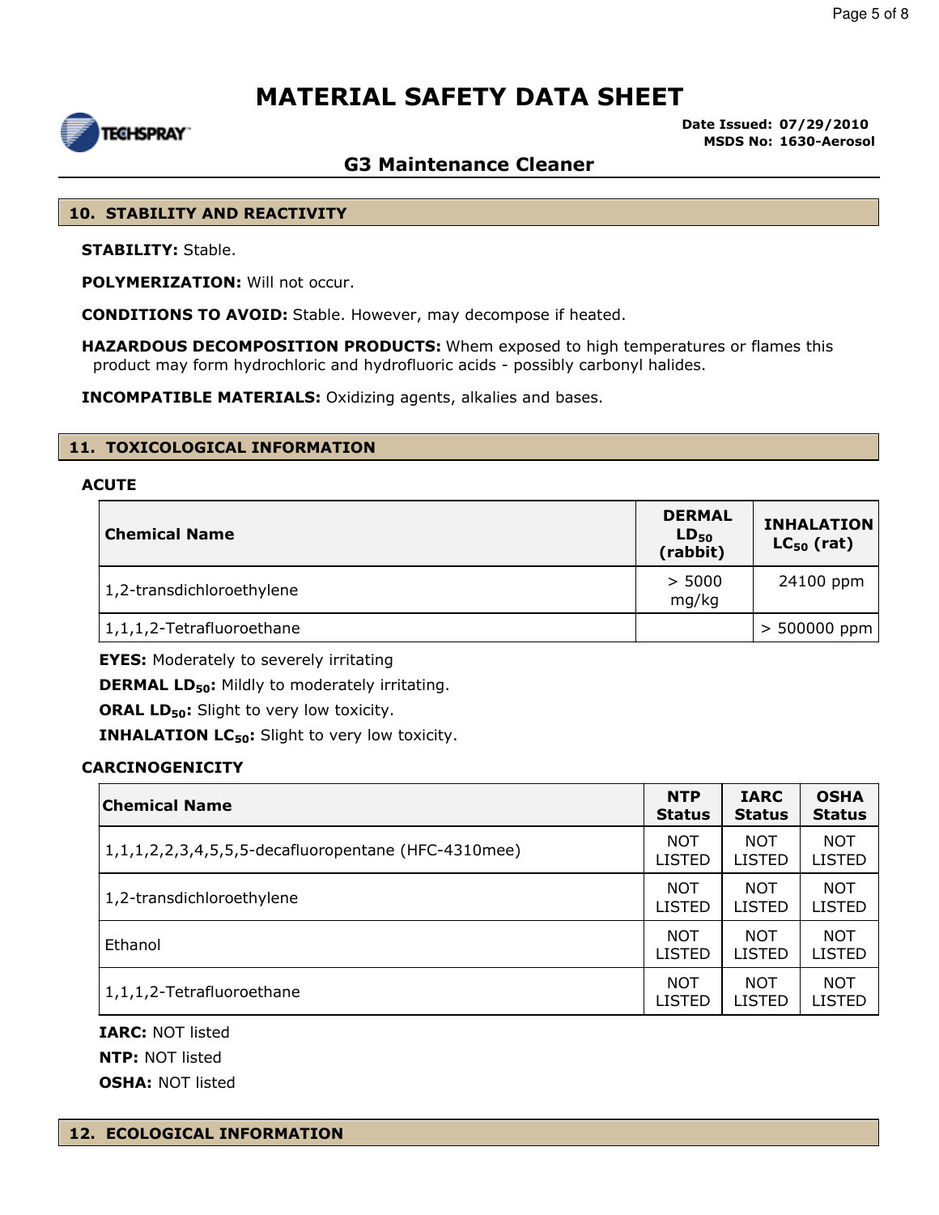# MATERIAL SAFETY DATA SHEET

**Date Issued: 07/29/2010**
**MSDS No: 1630-Aerosol**

## G3 Maintenance Cleaner

## 10. STABILITY AND REACTIVITY

**STABILITY:** Stable.

**POLYMERIZATION:** Will not occur.

**CONDITIONS TO AVOID:** Stable. However, may decompose if heated.

**HAZARDOUS DECOMPOSITION PRODUCTS:** Whem exposed to high temperatures or flames this product may form hydrochloric and hydrofluoric acids - possibly carbonyl halides.

**INCOMPATIBLE MATERIALS:** Oxidizing agents, alkalies and bases.

## 11. TOXICOLOGICAL INFORMATION

### ACUTE

| Chemical Name | DERMAL $LD_{50}$ (rabbit) | INHALATION $LC_{50}$ (rat) |
|---|---|---|
| 1,2-transdichloroethylene | > 5000 mg/kg | 24100 ppm |
| 1,1,1,2-Tetrafluoroethane | | > 500000 ppm |

**EYES:** Moderately to severely irritating

**DERMAL $LD_{50}$:** Mildly to moderately irritating.

**ORAL $LD_{50}$:** Slight to very low toxicity.

**INHALATION $LC_{50}$:** Slight to very low toxicity.

### CARCINOGENICITY

| Chemical Name | NTP Status | IARC Status | OSHA Status |
|---|---|---|---|
| 1,1,1,2,2,3,4,5,5,5-decafluoropentane (HFC-4310mee) | NOT LISTED | NOT LISTED | NOT LISTED |
| 1,2-transdichloroethylene | NOT LISTED | NOT LISTED | NOT LISTED |
| Ethanol | NOT LISTED | NOT LISTED | NOT LISTED |
| 1,1,1,2-Tetrafluoroethane | NOT LISTED | NOT LISTED | NOT LISTED |

**IARC:** NOT listed

**NTP:** NOT listed

**OSHA:** NOT listed

## 12. ECOLOGICAL INFORMATION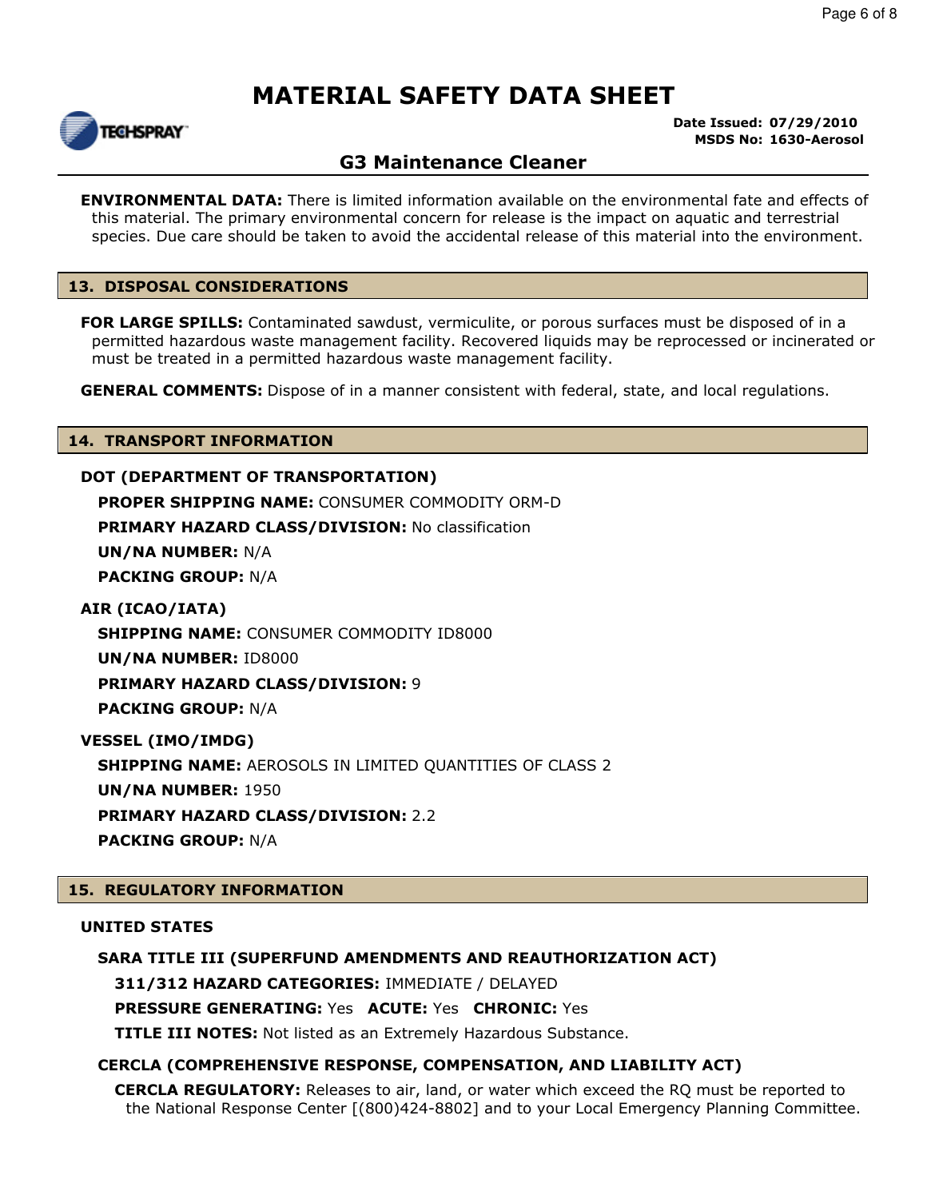**ENVIRONMENTAL DATA:** There is limited information available on the environmental fate and effects of this material. The primary environmental concern for release is the impact on aquatic and terrestrial species. Due care should be taken to avoid the accidental release of this material into the environment.

## 13. DISPOSAL CONSIDERATIONS

**FOR LARGE SPILLS:** Contaminated sawdust, vermiculite, or porous surfaces must be disposed of in a permitted hazardous waste management facility. Recovered liquids may be reprocessed or incinerated or must be treated in a permitted hazardous waste management facility.

**GENERAL COMMENTS:** Dispose of in a manner consistent with federal, state, and local regulations.

## 14. TRANSPORT INFORMATION

### DOT (DEPARTMENT OF TRANSPORTATION)

**PROPER SHIPPING NAME:** CONSUMER COMMODITY ORM-D

**PRIMARY HAZARD CLASS/DIVISION:** No classification

**UN/NA NUMBER:** N/A

**PACKING GROUP:** N/A

### AIR (ICAO/IATA)

**SHIPPING NAME:** CONSUMER COMMODITY ID8000

**UN/NA NUMBER:** ID8000

**PRIMARY HAZARD CLASS/DIVISION:** 9

**PACKING GROUP:** N/A

### VESSEL (IMO/IMDG)

**SHIPPING NAME:** AEROSOLS IN LIMITED QUANTITIES OF CLASS 2

**UN/NA NUMBER:** 1950

**PRIMARY HAZARD CLASS/DIVISION:** 2.2

**PACKING GROUP:** N/A

## 15. REGULATORY INFORMATION

### UNITED STATES

#### SARA TITLE III (SUPERFUND AMENDMENTS AND REAUTHORIZATION ACT)

**311/312 HAZARD CATEGORIES:** IMMEDIATE / DELAYED

**PRESSURE GENERATING:** Yes **ACUTE:** Yes **CHRONIC:** Yes

**TITLE III NOTES:** Not listed as an Extremely Hazardous Substance.

#### CERCLA (COMPREHENSIVE RESPONSE, COMPENSATION, AND LIABILITY ACT)

**CERCLA REGULATORY:** Releases to air, land, or water which exceed the RQ must be reported to the National Response Center [(800)424-8802] and to your Local Emergency Planning Committee.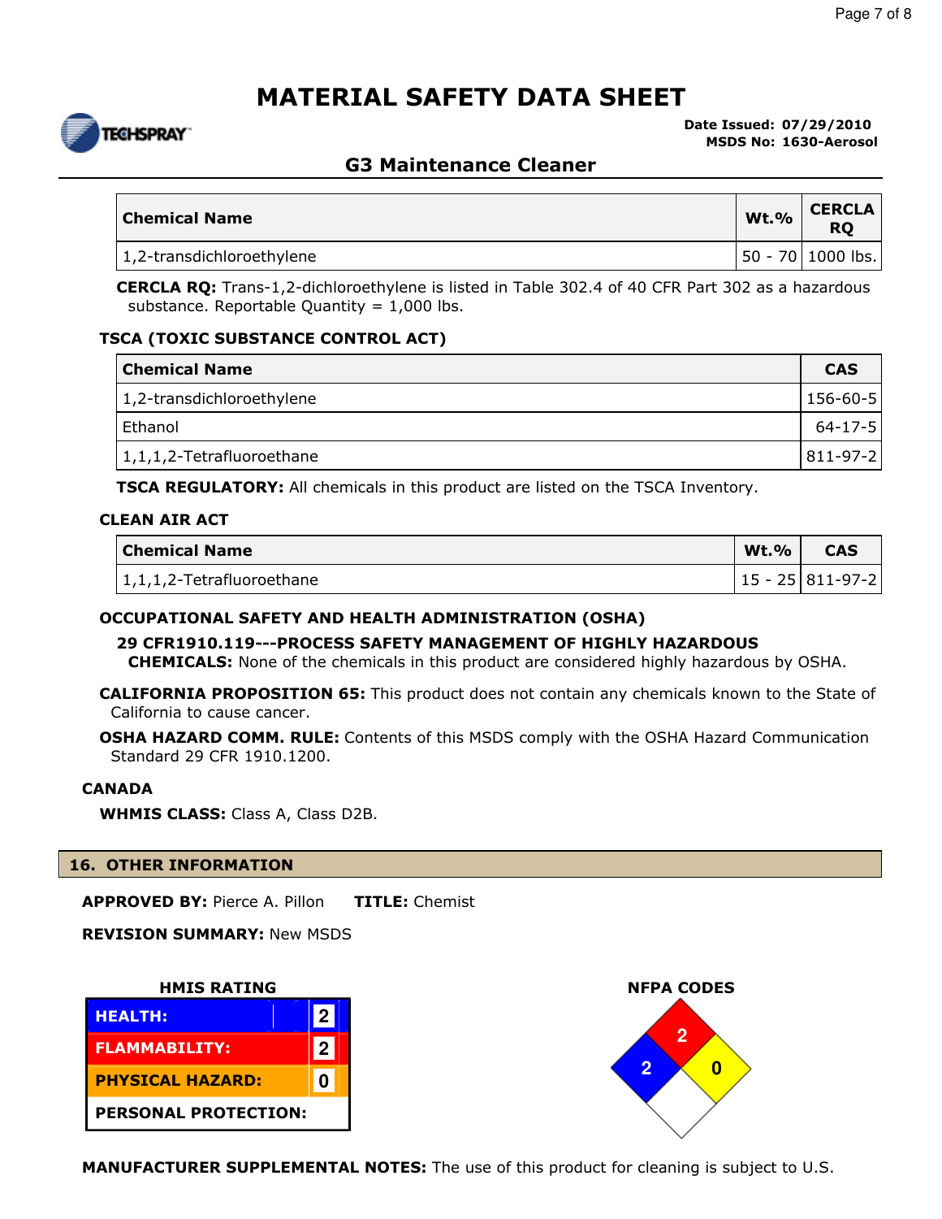# MATERIAL SAFETY DATA SHEET

TECHSPRAY

**Date Issued: 07/29/2010**
**MSDS No: 1630-Aerosol**

## G3 Maintenance Cleaner

| Chemical Name | Wt.% | CERCLA RQ |
|---|---|---|
| 1,2-transdichloroethylene | 50 - 70 | 1000 lbs. |

**CERCLA RQ:** Trans-1,2-dichloroethylene is listed in Table 302.4 of 40 CFR Part 302 as a hazardous substance. Reportable Quantity = 1,000 lbs.

### TSCA (TOXIC SUBSTANCE CONTROL ACT)

| Chemical Name | CAS |
|---|---|
| 1,2-transdichloroethylene | 156-60-5 |
| Ethanol | 64-17-5 |
| 1,1,1,2-Tetrafluoroethane | 811-97-2 |

**TSCA REGULATORY:** All chemicals in this product are listed on the TSCA Inventory.

### CLEAN AIR ACT

| Chemical Name | Wt.% | CAS |
|---|---|---|
| 1,1,1,2-Tetrafluoroethane | 15 - 25 | 811-97-2 |

### OCCUPATIONAL SAFETY AND HEALTH ADMINISTRATION (OSHA)

**29 CFR1910.119---PROCESS SAFETY MANAGEMENT OF HIGHLY HAZARDOUS CHEMICALS:** None of the chemicals in this product are considered highly hazardous by OSHA.

**CALIFORNIA PROPOSITION 65:** This product does not contain any chemicals known to the State of California to cause cancer.

**OSHA HAZARD COMM. RULE:** Contents of this MSDS comply with the OSHA Hazard Communication Standard 29 CFR 1910.1200.

### CANADA

**WHMIS CLASS:** Class A, Class D2B.

## 16. OTHER INFORMATION

**APPROVED BY:** Pierce A. Pillon **TITLE:** Chemist

**REVISION SUMMARY:** New MSDS

**HMIS RATING**

| | |
|---|---|
| HEALTH: | 2 |
| FLAMMABILITY: | 2 |
| PHYSICAL HAZARD: | 0 |
| PERSONAL PROTECTION: | |

**NFPA CODES**

Health (blue): 2; Flammability (red): 2; Reactivity (yellow): 0

**MANUFACTURER SUPPLEMENTAL NOTES:** The use of this product for cleaning is subject to U.S.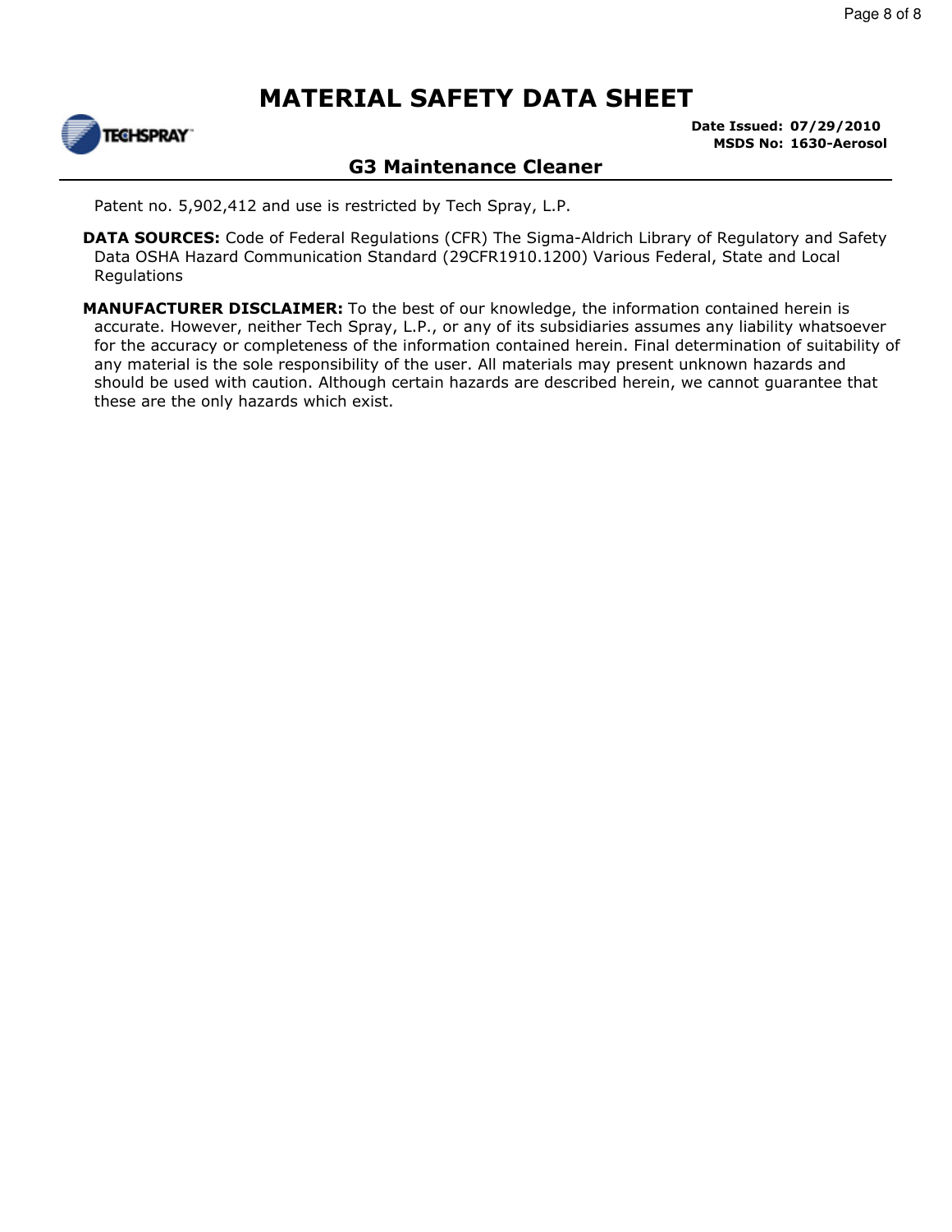Patent no. 5,902,412 and use is restricted by Tech Spray, L.P.

**DATA SOURCES:** Code of Federal Regulations (CFR) The Sigma-Aldrich Library of Regulatory and Safety Data OSHA Hazard Communication Standard (29CFR1910.1200) Various Federal, State and Local Regulations

**MANUFACTURER DISCLAIMER:** To the best of our knowledge, the information contained herein is accurate. However, neither Tech Spray, L.P., or any of its subsidiaries assumes any liability whatsoever for the accuracy or completeness of the information contained herein. Final determination of suitability of any material is the sole responsibility of the user. All materials may present unknown hazards and should be used with caution. Although certain hazards are described herein, we cannot guarantee that these are the only hazards which exist.